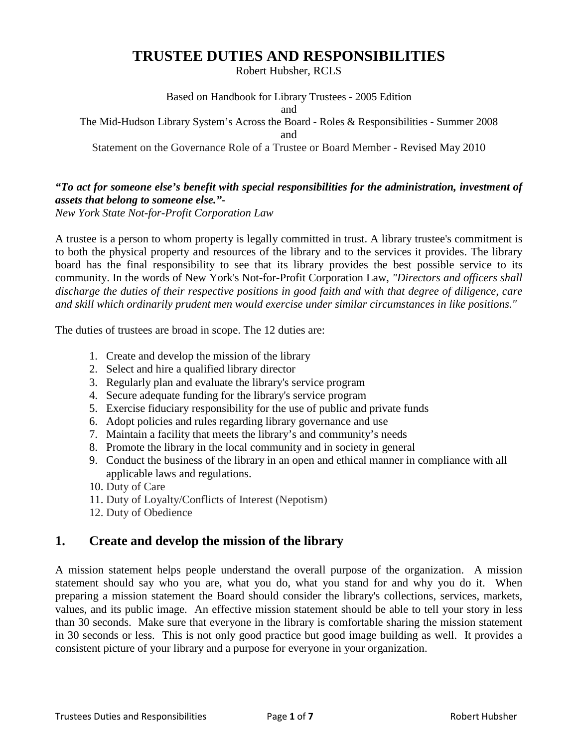# TRUSTEE DUTIES AND RESPONSIBILITIES

Robert Hubsher, RCLS

Based on Handbook for Library Trustees - 2005 Edition
and
The Mid-Hudson Library System's Across the Board - Roles & Responsibilities - Summer 2008
and
Statement on the Governance Role of a Trustee or Board Member - Revised May 2010

***"To act for someone else's benefit with special responsibilities for the administration, investment of assets that belong to someone else."-***
*New York State Not-for-Profit Corporation Law*

A trustee is a person to whom property is legally committed in trust. A library trustee's commitment is to both the physical property and resources of the library and to the services it provides. The library board has the final responsibility to see that its library provides the best possible service to its community. In the words of New York's Not-for-Profit Corporation Law, *"Directors and officers shall discharge the duties of their respective positions in good faith and with that degree of diligence, care and skill which ordinarily prudent men would exercise under similar circumstances in like positions."*

The duties of trustees are broad in scope. The 12 duties are:

1. Create and develop the mission of the library
2. Select and hire a qualified library director
3. Regularly plan and evaluate the library's service program
4. Secure adequate funding for the library's service program
5. Exercise fiduciary responsibility for the use of public and private funds
6. Adopt policies and rules regarding library governance and use
7. Maintain a facility that meets the library's and community's needs
8. Promote the library in the local community and in society in general
9. Conduct the business of the library in an open and ethical manner in compliance with all applicable laws and regulations.
10. Duty of Care
11. Duty of Loyalty/Conflicts of Interest (Nepotism)
12. Duty of Obedience

## 1. Create and develop the mission of the library

A mission statement helps people understand the overall purpose of the organization. A mission statement should say who you are, what you do, what you stand for and why you do it. When preparing a mission statement the Board should consider the library's collections, services, markets, values, and its public image. An effective mission statement should be able to tell your story in less than 30 seconds. Make sure that everyone in the library is comfortable sharing the mission statement in 30 seconds or less. This is not only good practice but good image building as well. It provides a consistent picture of your library and a purpose for everyone in your organization.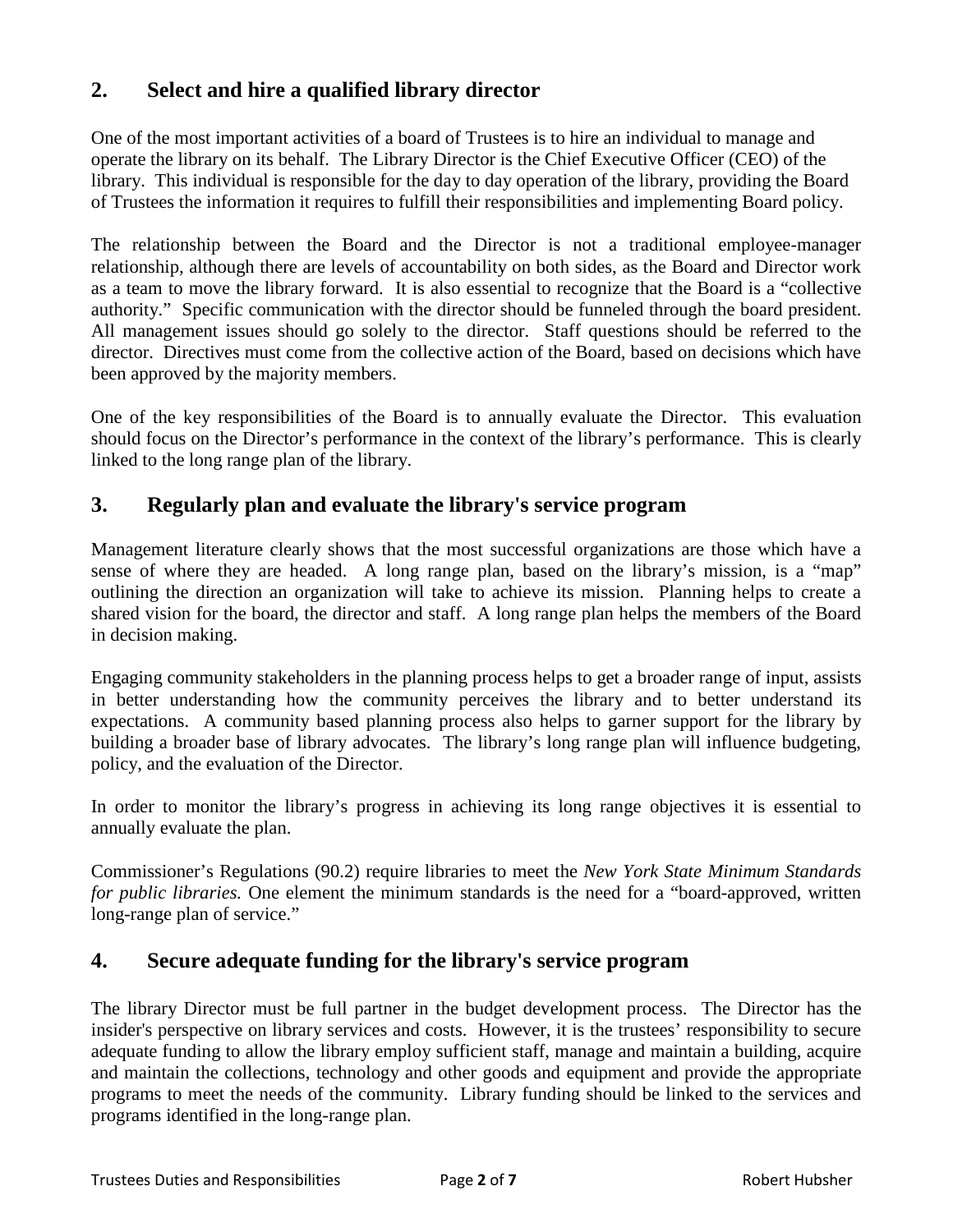## 2. Select and hire a qualified library director

One of the most important activities of a board of Trustees is to hire an individual to manage and operate the library on its behalf. The Library Director is the Chief Executive Officer (CEO) of the library. This individual is responsible for the day to day operation of the library, providing the Board of Trustees the information it requires to fulfill their responsibilities and implementing Board policy.

The relationship between the Board and the Director is not a traditional employee-manager relationship, although there are levels of accountability on both sides, as the Board and Director work as a team to move the library forward. It is also essential to recognize that the Board is a "collective authority." Specific communication with the director should be funneled through the board president. All management issues should go solely to the director. Staff questions should be referred to the director. Directives must come from the collective action of the Board, based on decisions which have been approved by the majority members.

One of the key responsibilities of the Board is to annually evaluate the Director. This evaluation should focus on the Director's performance in the context of the library's performance. This is clearly linked to the long range plan of the library.

## 3. Regularly plan and evaluate the library's service program

Management literature clearly shows that the most successful organizations are those which have a sense of where they are headed. A long range plan, based on the library's mission, is a "map" outlining the direction an organization will take to achieve its mission. Planning helps to create a shared vision for the board, the director and staff. A long range plan helps the members of the Board in decision making.

Engaging community stakeholders in the planning process helps to get a broader range of input, assists in better understanding how the community perceives the library and to better understand its expectations. A community based planning process also helps to garner support for the library by building a broader base of library advocates. The library's long range plan will influence budgeting, policy, and the evaluation of the Director.

In order to monitor the library's progress in achieving its long range objectives it is essential to annually evaluate the plan.

Commissioner's Regulations (90.2) require libraries to meet the *New York State Minimum Standards for public libraries.* One element the minimum standards is the need for a "board-approved, written long-range plan of service."

## 4. Secure adequate funding for the library's service program

The library Director must be full partner in the budget development process. The Director has the insider's perspective on library services and costs. However, it is the trustees' responsibility to secure adequate funding to allow the library employ sufficient staff, manage and maintain a building, acquire and maintain the collections, technology and other goods and equipment and provide the appropriate programs to meet the needs of the community. Library funding should be linked to the services and programs identified in the long-range plan.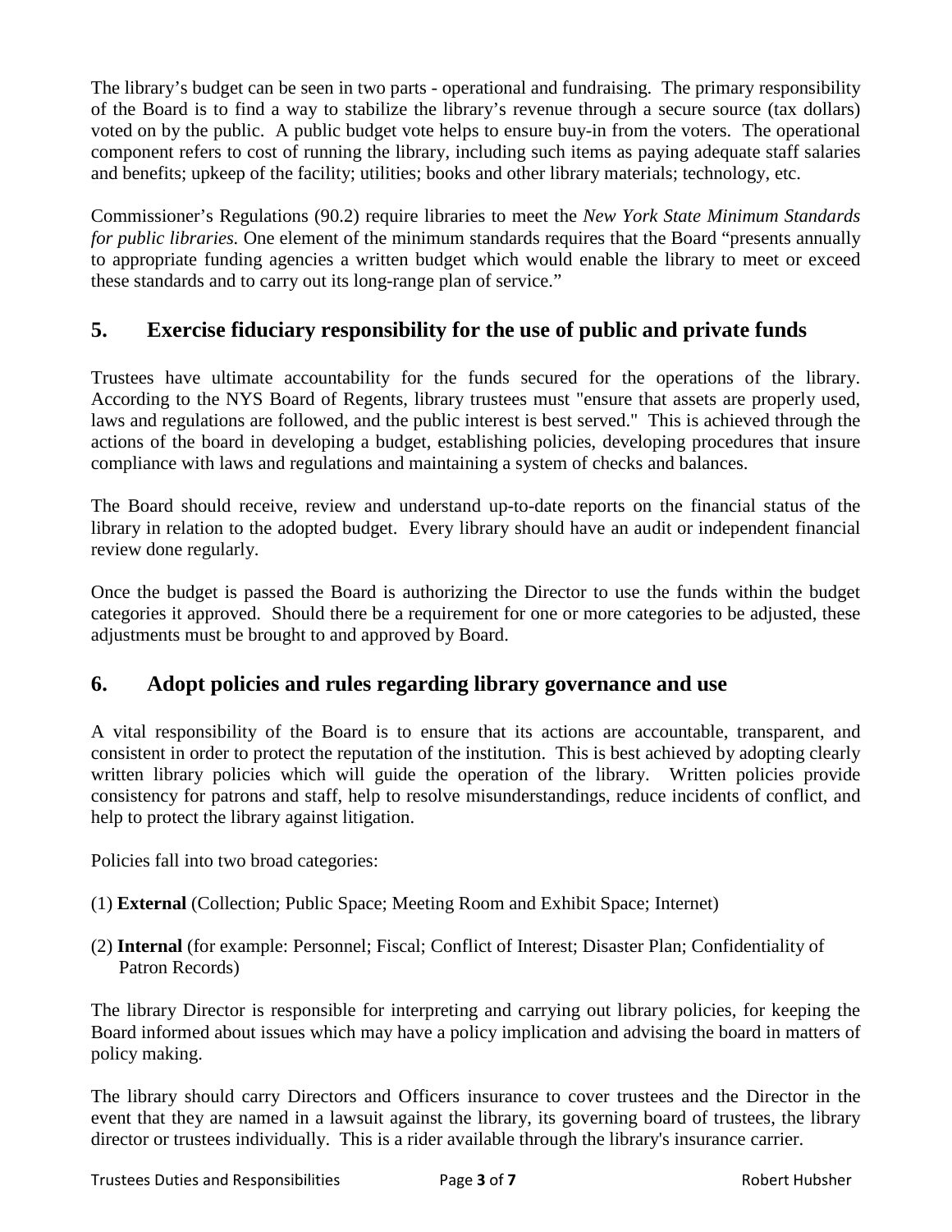The library's budget can be seen in two parts - operational and fundraising. The primary responsibility of the Board is to find a way to stabilize the library's revenue through a secure source (tax dollars) voted on by the public. A public budget vote helps to ensure buy-in from the voters. The operational component refers to cost of running the library, including such items as paying adequate staff salaries and benefits; upkeep of the facility; utilities; books and other library materials; technology, etc.

Commissioner's Regulations (90.2) require libraries to meet the *New York State Minimum Standards for public libraries*. One element of the minimum standards requires that the Board "presents annually to appropriate funding agencies a written budget which would enable the library to meet or exceed these standards and to carry out its long-range plan of service."

## 5. Exercise fiduciary responsibility for the use of public and private funds

Trustees have ultimate accountability for the funds secured for the operations of the library. According to the NYS Board of Regents, library trustees must "ensure that assets are properly used, laws and regulations are followed, and the public interest is best served." This is achieved through the actions of the board in developing a budget, establishing policies, developing procedures that insure compliance with laws and regulations and maintaining a system of checks and balances.

The Board should receive, review and understand up-to-date reports on the financial status of the library in relation to the adopted budget. Every library should have an audit or independent financial review done regularly.

Once the budget is passed the Board is authorizing the Director to use the funds within the budget categories it approved. Should there be a requirement for one or more categories to be adjusted, these adjustments must be brought to and approved by Board.

## 6. Adopt policies and rules regarding library governance and use

A vital responsibility of the Board is to ensure that its actions are accountable, transparent, and consistent in order to protect the reputation of the institution. This is best achieved by adopting clearly written library policies which will guide the operation of the library. Written policies provide consistency for patrons and staff, help to resolve misunderstandings, reduce incidents of conflict, and help to protect the library against litigation.

Policies fall into two broad categories:

(1) **External** (Collection; Public Space; Meeting Room and Exhibit Space; Internet)

(2) **Internal** (for example: Personnel; Fiscal; Conflict of Interest; Disaster Plan; Confidentiality of Patron Records)

The library Director is responsible for interpreting and carrying out library policies, for keeping the Board informed about issues which may have a policy implication and advising the board in matters of policy making.

The library should carry Directors and Officers insurance to cover trustees and the Director in the event that they are named in a lawsuit against the library, its governing board of trustees, the library director or trustees individually. This is a rider available through the library's insurance carrier.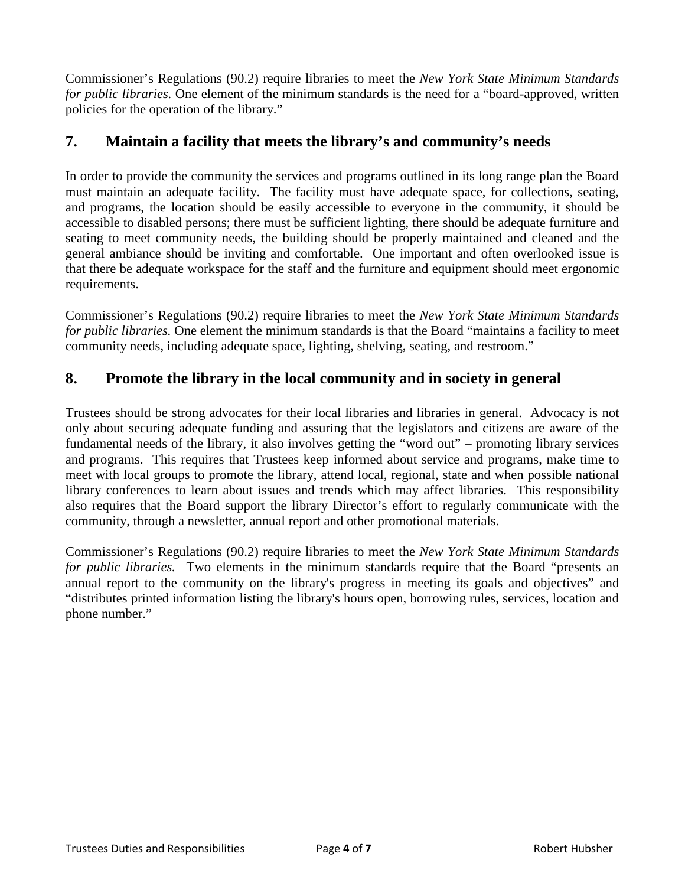Commissioner's Regulations (90.2) require libraries to meet the *New York State Minimum Standards for public libraries.* One element of the minimum standards is the need for a "board-approved, written policies for the operation of the library."

## 7. Maintain a facility that meets the library's and community's needs

In order to provide the community the services and programs outlined in its long range plan the Board must maintain an adequate facility. The facility must have adequate space, for collections, seating, and programs, the location should be easily accessible to everyone in the community, it should be accessible to disabled persons; there must be sufficient lighting, there should be adequate furniture and seating to meet community needs, the building should be properly maintained and cleaned and the general ambiance should be inviting and comfortable. One important and often overlooked issue is that there be adequate workspace for the staff and the furniture and equipment should meet ergonomic requirements.

Commissioner's Regulations (90.2) require libraries to meet the *New York State Minimum Standards for public libraries.* One element the minimum standards is that the Board "maintains a facility to meet community needs, including adequate space, lighting, shelving, seating, and restroom."

## 8. Promote the library in the local community and in society in general

Trustees should be strong advocates for their local libraries and libraries in general. Advocacy is not only about securing adequate funding and assuring that the legislators and citizens are aware of the fundamental needs of the library, it also involves getting the "word out" – promoting library services and programs. This requires that Trustees keep informed about service and programs, make time to meet with local groups to promote the library, attend local, regional, state and when possible national library conferences to learn about issues and trends which may affect libraries. This responsibility also requires that the Board support the library Director's effort to regularly communicate with the community, through a newsletter, annual report and other promotional materials.

Commissioner's Regulations (90.2) require libraries to meet the *New York State Minimum Standards for public libraries.* Two elements in the minimum standards require that the Board "presents an annual report to the community on the library's progress in meeting its goals and objectives" and "distributes printed information listing the library's hours open, borrowing rules, services, location and phone number."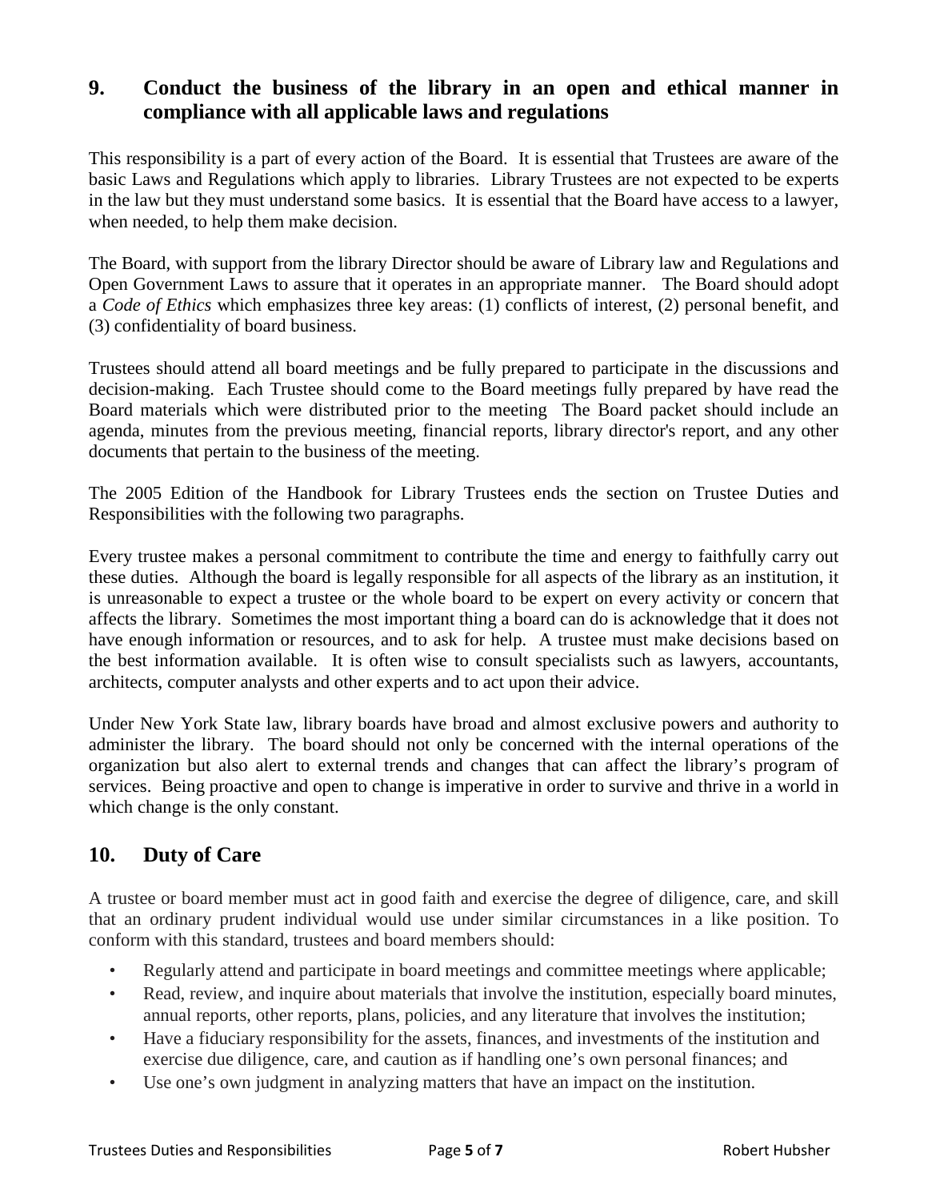## 9. Conduct the business of the library in an open and ethical manner in compliance with all applicable laws and regulations

This responsibility is a part of every action of the Board. It is essential that Trustees are aware of the basic Laws and Regulations which apply to libraries. Library Trustees are not expected to be experts in the law but they must understand some basics. It is essential that the Board have access to a lawyer, when needed, to help them make decision.

The Board, with support from the library Director should be aware of Library law and Regulations and Open Government Laws to assure that it operates in an appropriate manner. The Board should adopt a *Code of Ethics* which emphasizes three key areas: (1) conflicts of interest, (2) personal benefit, and (3) confidentiality of board business.

Trustees should attend all board meetings and be fully prepared to participate in the discussions and decision-making. Each Trustee should come to the Board meetings fully prepared by have read the Board materials which were distributed prior to the meeting The Board packet should include an agenda, minutes from the previous meeting, financial reports, library director's report, and any other documents that pertain to the business of the meeting.

The 2005 Edition of the Handbook for Library Trustees ends the section on Trustee Duties and Responsibilities with the following two paragraphs.

Every trustee makes a personal commitment to contribute the time and energy to faithfully carry out these duties. Although the board is legally responsible for all aspects of the library as an institution, it is unreasonable to expect a trustee or the whole board to be expert on every activity or concern that affects the library. Sometimes the most important thing a board can do is acknowledge that it does not have enough information or resources, and to ask for help. A trustee must make decisions based on the best information available. It is often wise to consult specialists such as lawyers, accountants, architects, computer analysts and other experts and to act upon their advice.

Under New York State law, library boards have broad and almost exclusive powers and authority to administer the library. The board should not only be concerned with the internal operations of the organization but also alert to external trends and changes that can affect the library's program of services. Being proactive and open to change is imperative in order to survive and thrive in a world in which change is the only constant.

## 10. Duty of Care

A trustee or board member must act in good faith and exercise the degree of diligence, care, and skill that an ordinary prudent individual would use under similar circumstances in a like position. To conform with this standard, trustees and board members should:

- Regularly attend and participate in board meetings and committee meetings where applicable;
- Read, review, and inquire about materials that involve the institution, especially board minutes, annual reports, other reports, plans, policies, and any literature that involves the institution;
- Have a fiduciary responsibility for the assets, finances, and investments of the institution and exercise due diligence, care, and caution as if handling one's own personal finances; and
- Use one's own judgment in analyzing matters that have an impact on the institution.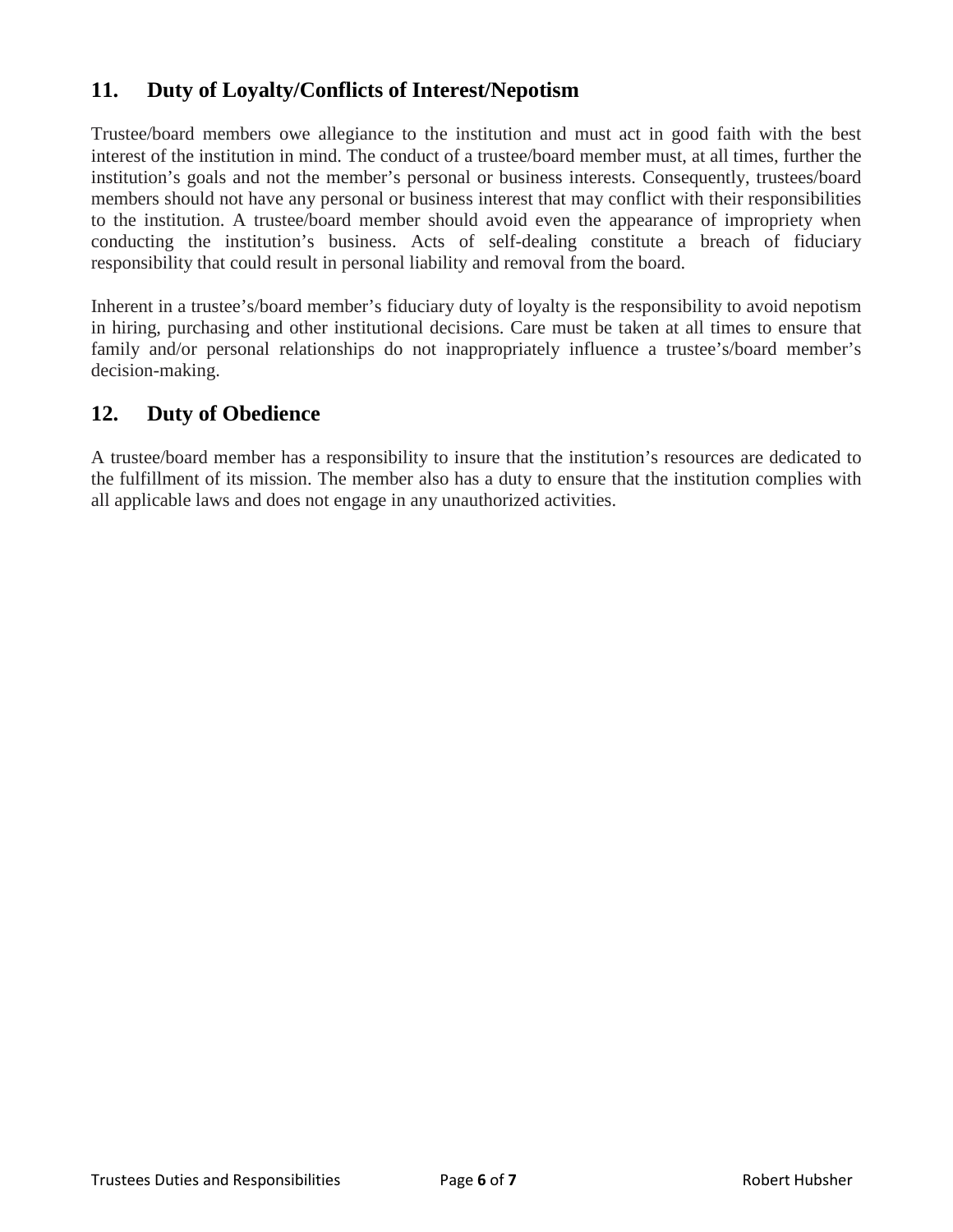## 11. Duty of Loyalty/Conflicts of Interest/Nepotism

Trustee/board members owe allegiance to the institution and must act in good faith with the best interest of the institution in mind. The conduct of a trustee/board member must, at all times, further the institution's goals and not the member's personal or business interests. Consequently, trustees/board members should not have any personal or business interest that may conflict with their responsibilities to the institution. A trustee/board member should avoid even the appearance of impropriety when conducting the institution's business. Acts of self-dealing constitute a breach of fiduciary responsibility that could result in personal liability and removal from the board.

Inherent in a trustee's/board member's fiduciary duty of loyalty is the responsibility to avoid nepotism in hiring, purchasing and other institutional decisions. Care must be taken at all times to ensure that family and/or personal relationships do not inappropriately influence a trustee's/board member's decision-making.

## 12. Duty of Obedience

A trustee/board member has a responsibility to insure that the institution's resources are dedicated to the fulfillment of its mission. The member also has a duty to ensure that the institution complies with all applicable laws and does not engage in any unauthorized activities.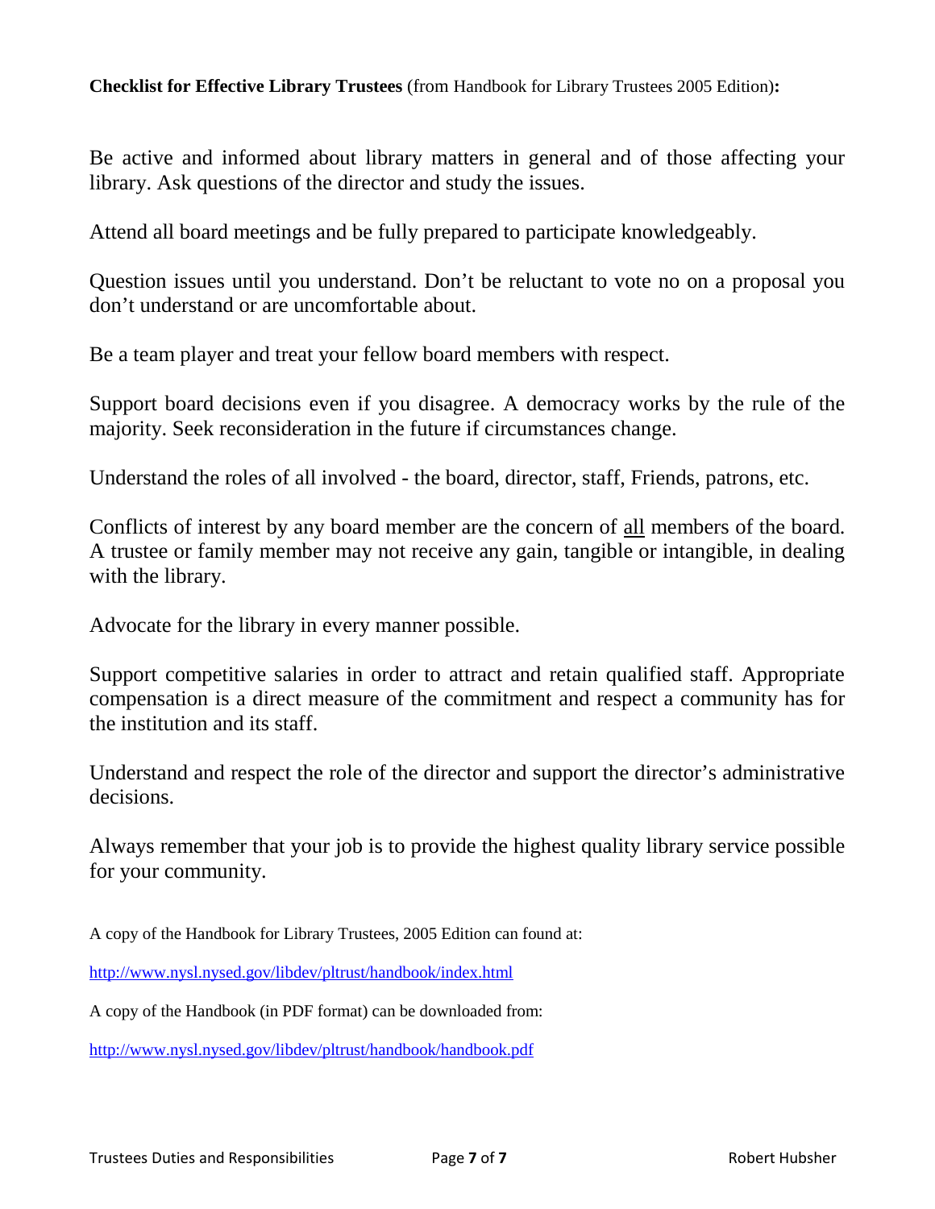**Checklist for Effective Library Trustees** (from Handbook for Library Trustees 2005 Edition)**:**

Be active and informed about library matters in general and of those affecting your library. Ask questions of the director and study the issues.

Attend all board meetings and be fully prepared to participate knowledgeably.

Question issues until you understand. Don't be reluctant to vote no on a proposal you don't understand or are uncomfortable about.

Be a team player and treat your fellow board members with respect.

Support board decisions even if you disagree. A democracy works by the rule of the majority. Seek reconsideration in the future if circumstances change.

Understand the roles of all involved - the board, director, staff, Friends, patrons, etc.

Conflicts of interest by any board member are the concern of <u>all</u> members of the board. A trustee or family member may not receive any gain, tangible or intangible, in dealing with the library.

Advocate for the library in every manner possible.

Support competitive salaries in order to attract and retain qualified staff. Appropriate compensation is a direct measure of the commitment and respect a community has for the institution and its staff.

Understand and respect the role of the director and support the director's administrative decisions.

Always remember that your job is to provide the highest quality library service possible for your community.

A copy of the Handbook for Library Trustees, 2005 Edition can found at:

http://www.nysl.nysed.gov/libdev/pltrust/handbook/index.html

A copy of the Handbook (in PDF format) can be downloaded from:

http://www.nysl.nysed.gov/libdev/pltrust/handbook/handbook.pdf